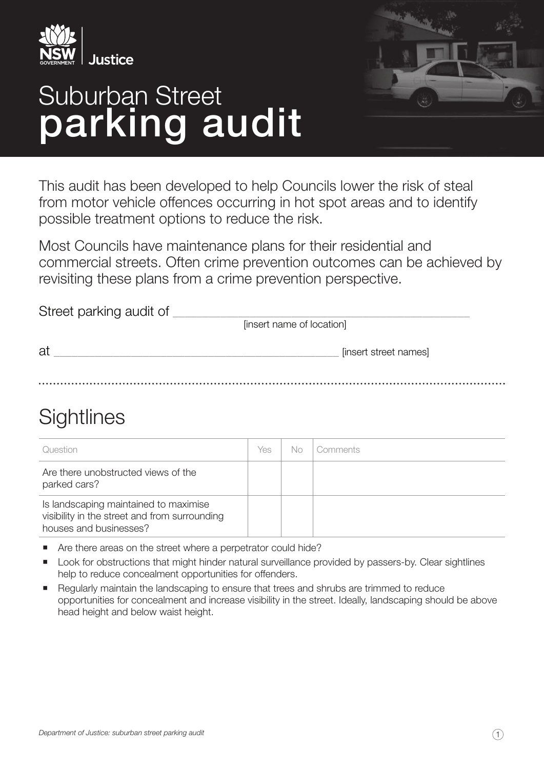NSW GOVERNMENT | Justice

# Suburban Street parking audit

This audit has been developed to help Councils lower the risk of steal from motor vehicle offences occurring in hot spot areas and to identify possible treatment options to reduce the risk.

Most Councils have maintenance plans for their residential and commercial streets. Often crime prevention outcomes can be achieved by revisiting these plans from a crime prevention perspective.

Street parking audit of ______________________________________________
[insert name of location]

at ______________________________________________ [insert street names]

## Sightlines

| Question | Yes | No | Comments |
|---|---|---|---|
| Are there unobstructed views of the parked cars? | | | |
| Is landscaping maintained to maximise visibility in the street and from surrounding houses and businesses? | | | |

- Are there areas on the street where a perpetrator could hide?
- Look for obstructions that might hinder natural surveillance provided by passers-by. Clear sightlines help to reduce concealment opportunities for offenders.
- Regularly maintain the landscaping to ensure that trees and shrubs are trimmed to reduce opportunities for concealment and increase visibility in the street. Ideally, landscaping should be above head height and below waist height.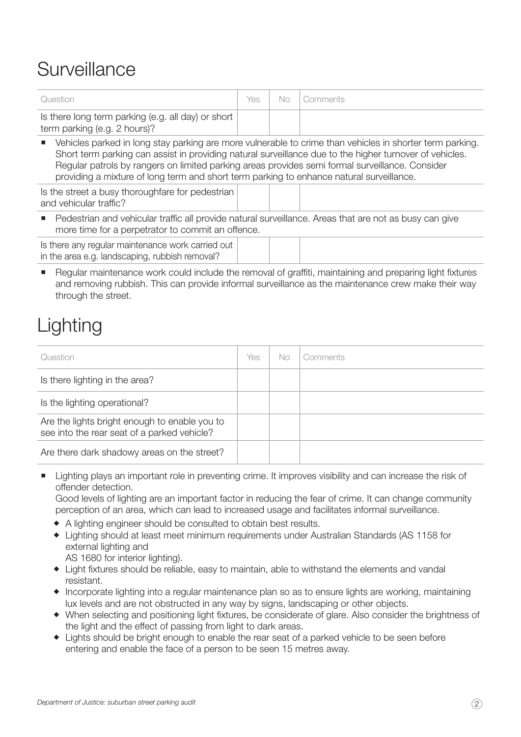## Surveillance

| Question | Yes | No | Comments |
|---|---|---|---|
| Is there long term parking (e.g. all day) or short term parking (e.g. 2 hours)? | | | |

- Vehicles parked in long stay parking are more vulnerable to crime than vehicles in shorter term parking. Short term parking can assist in providing natural surveillance due to the higher turnover of vehicles. Regular patrols by rangers on limited parking areas provides semi formal surveillance. Consider providing a mixture of long term and short term parking to enhance natural surveillance.

| Question | Yes | No | Comments |
|---|---|---|---|
| Is the street a busy thoroughfare for pedestrian and vehicular traffic? | | | |

- Pedestrian and vehicular traffic all provide natural surveillance. Areas that are not as busy can give more time for a perpetrator to commit an offence.

| Question | Yes | No | Comments |
|---|---|---|---|
| Is there any regular maintenance work carried out in the area e.g. landscaping, rubbish removal? | | | |

- Regular maintenance work could include the removal of graffiti, maintaining and preparing light fixtures and removing rubbish. This can provide informal surveillance as the maintenance crew make their way through the street.

## Lighting

| Question | Yes | No | Comments |
|---|---|---|---|
| Is there lighting in the area? | | | |
| Is the lighting operational? | | | |
| Are the lights bright enough to enable you to see into the rear seat of a parked vehicle? | | | |
| Are there dark shadowy areas on the street? | | | |

- Lighting plays an important role in preventing crime. It improves visibility and can increase the risk of offender detection.
  Good levels of lighting are an important factor in reducing the fear of crime. It can change community perception of an area, which can lead to increased usage and facilitates informal surveillance.
  - A lighting engineer should be consulted to obtain best results.
  - Lighting should at least meet minimum requirements under Australian Standards (AS 1158 for external lighting and
    AS 1680 for interior lighting).
  - Light fixtures should be reliable, easy to maintain, able to withstand the elements and vandal resistant.
  - Incorporate lighting into a regular maintenance plan so as to ensure lights are working, maintaining lux levels and are not obstructed in any way by signs, landscaping or other objects.
  - When selecting and positioning light fixtures, be considerate of glare. Also consider the brightness of the light and the effect of passing from light to dark areas.
  - Lights should be bright enough to enable the rear seat of a parked vehicle to be seen before entering and enable the face of a person to be seen 15 metres away.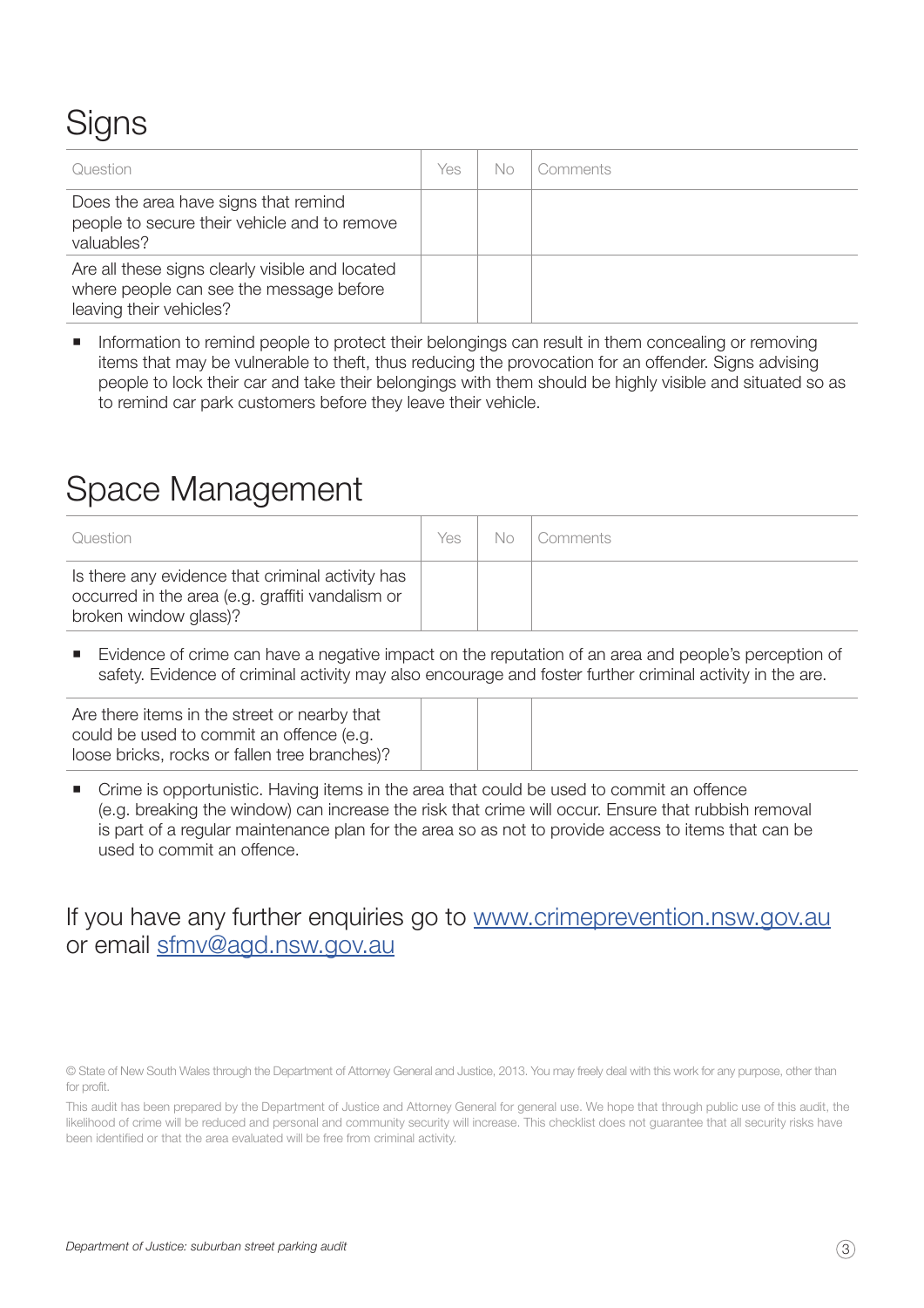## Signs

| Question | Yes | No | Comments |
|---|---|---|---|
| Does the area have signs that remind people to secure their vehicle and to remove valuables? | | | |
| Are all these signs clearly visible and located where people can see the message before leaving their vehicles? | | | |

- Information to remind people to protect their belongings can result in them concealing or removing items that may be vulnerable to theft, thus reducing the provocation for an offender. Signs advising people to lock their car and take their belongings with them should be highly visible and situated so as to remind car park customers before they leave their vehicle.

## Space Management

| Question | Yes | No | Comments |
|---|---|---|---|
| Is there any evidence that criminal activity has occurred in the area (e.g. graffiti vandalism or broken window glass)? | | | |

- Evidence of crime can have a negative impact on the reputation of an area and people's perception of safety. Evidence of criminal activity may also encourage and foster further criminal activity in the are.

| | | | |
|---|---|---|---|
| Are there items in the street or nearby that could be used to commit an offence (e.g. loose bricks, rocks or fallen tree branches)? | | | |

- Crime is opportunistic. Having items in the area that could be used to commit an offence (e.g. breaking the window) can increase the risk that crime will occur. Ensure that rubbish removal is part of a regular maintenance plan for the area so as not to provide access to items that can be used to commit an offence.

If you have any further enquiries go to [www.crimeprevention.nsw.gov.au](http://www.crimeprevention.nsw.gov.au) or email [sfmv@agd.nsw.gov.au](mailto:sfmv@agd.nsw.gov.au)

© State of New South Wales through the Department of Attorney General and Justice, 2013. You may freely deal with this work for any purpose, other than for profit.

This audit has been prepared by the Department of Justice and Attorney General for general use. We hope that through public use of this audit, the likelihood of crime will be reduced and personal and community security will increase. This checklist does not guarantee that all security risks have been identified or that the area evaluated will be free from criminal activity.